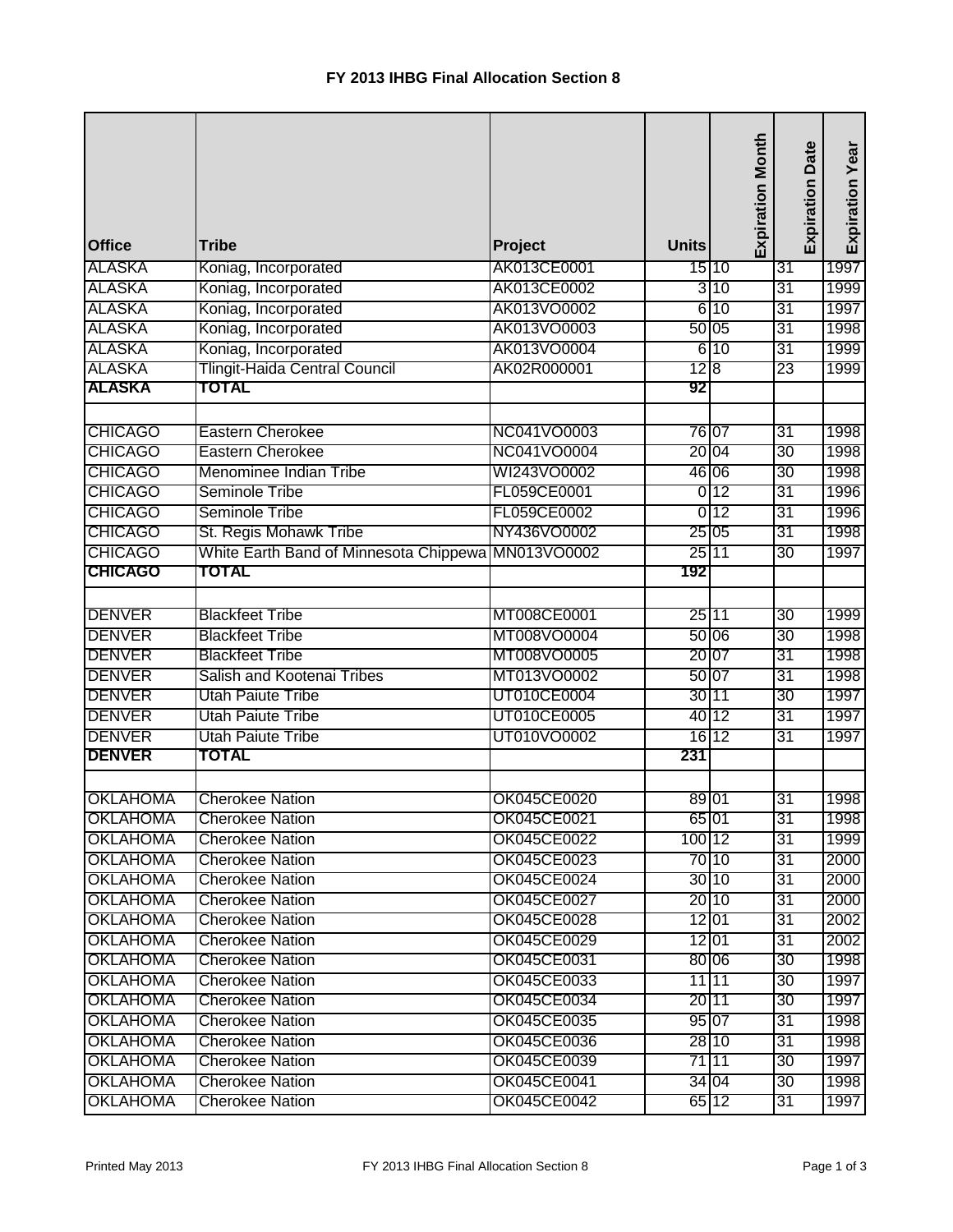# FY 2013 IHBG Final Allocation Section 8

| Office | Tribe | Project | Units | Expiration Month | Expiration Date | Expiration Year |
|---|---|---|---|---|---|---|
| ALASKA | Koniag, Incorporated | AK013CE0001 | 15 | 10 | 31 | 1997 |
| ALASKA | Koniag, Incorporated | AK013CE0002 | 3 | 10 | 31 | 1999 |
| ALASKA | Koniag, Incorporated | AK013VO0002 | 6 | 10 | 31 | 1997 |
| ALASKA | Koniag, Incorporated | AK013VO0003 | 50 | 05 | 31 | 1998 |
| ALASKA | Koniag, Incorporated | AK013VO0004 | 6 | 10 | 31 | 1999 |
| ALASKA | Tlingit-Haida Central Council | AK02R000001 | 12 | 8 | 23 | 1999 |
| **ALASKA** | **TOTAL** | | **92** | | | |
| | | | | | | |
| CHICAGO | Eastern Cherokee | NC041VO0003 | 76 | 07 | 31 | 1998 |
| CHICAGO | Eastern Cherokee | NC041VO0004 | 20 | 04 | 30 | 1998 |
| CHICAGO | Menominee Indian Tribe | WI243VO0002 | 46 | 06 | 30 | 1998 |
| CHICAGO | Seminole Tribe | FL059CE0001 | 0 | 12 | 31 | 1996 |
| CHICAGO | Seminole Tribe | FL059CE0002 | 0 | 12 | 31 | 1996 |
| CHICAGO | St. Regis Mohawk Tribe | NY436VO0002 | 25 | 05 | 31 | 1998 |
| CHICAGO | White Earth Band of Minnesota Chippewa | MN013VO0002 | 25 | 11 | 30 | 1997 |
| **CHICAGO** | **TOTAL** | | **192** | | | |
| | | | | | | |
| DENVER | Blackfeet Tribe | MT008CE0001 | 25 | 11 | 30 | 1999 |
| DENVER | Blackfeet Tribe | MT008VO0004 | 50 | 06 | 30 | 1998 |
| DENVER | Blackfeet Tribe | MT008VO0005 | 20 | 07 | 31 | 1998 |
| DENVER | Salish and Kootenai Tribes | MT013VO0002 | 50 | 07 | 31 | 1998 |
| DENVER | Utah Paiute Tribe | UT010CE0004 | 30 | 11 | 30 | 1997 |
| DENVER | Utah Paiute Tribe | UT010CE0005 | 40 | 12 | 31 | 1997 |
| DENVER | Utah Paiute Tribe | UT010VO0002 | 16 | 12 | 31 | 1997 |
| **DENVER** | **TOTAL** | | **231** | | | |
| | | | | | | |
| OKLAHOMA | Cherokee Nation | OK045CE0020 | 89 | 01 | 31 | 1998 |
| OKLAHOMA | Cherokee Nation | OK045CE0021 | 65 | 01 | 31 | 1998 |
| OKLAHOMA | Cherokee Nation | OK045CE0022 | 100 | 12 | 31 | 1999 |
| OKLAHOMA | Cherokee Nation | OK045CE0023 | 70 | 10 | 31 | 2000 |
| OKLAHOMA | Cherokee Nation | OK045CE0024 | 30 | 10 | 31 | 2000 |
| OKLAHOMA | Cherokee Nation | OK045CE0027 | 20 | 10 | 31 | 2000 |
| OKLAHOMA | Cherokee Nation | OK045CE0028 | 12 | 01 | 31 | 2002 |
| OKLAHOMA | Cherokee Nation | OK045CE0029 | 12 | 01 | 31 | 2002 |
| OKLAHOMA | Cherokee Nation | OK045CE0031 | 80 | 06 | 30 | 1998 |
| OKLAHOMA | Cherokee Nation | OK045CE0033 | 11 | 11 | 30 | 1997 |
| OKLAHOMA | Cherokee Nation | OK045CE0034 | 20 | 11 | 30 | 1997 |
| OKLAHOMA | Cherokee Nation | OK045CE0035 | 95 | 07 | 31 | 1998 |
| OKLAHOMA | Cherokee Nation | OK045CE0036 | 28 | 10 | 31 | 1998 |
| OKLAHOMA | Cherokee Nation | OK045CE0039 | 71 | 11 | 30 | 1997 |
| OKLAHOMA | Cherokee Nation | OK045CE0041 | 34 | 04 | 30 | 1998 |
| OKLAHOMA | Cherokee Nation | OK045CE0042 | 65 | 12 | 31 | 1997 |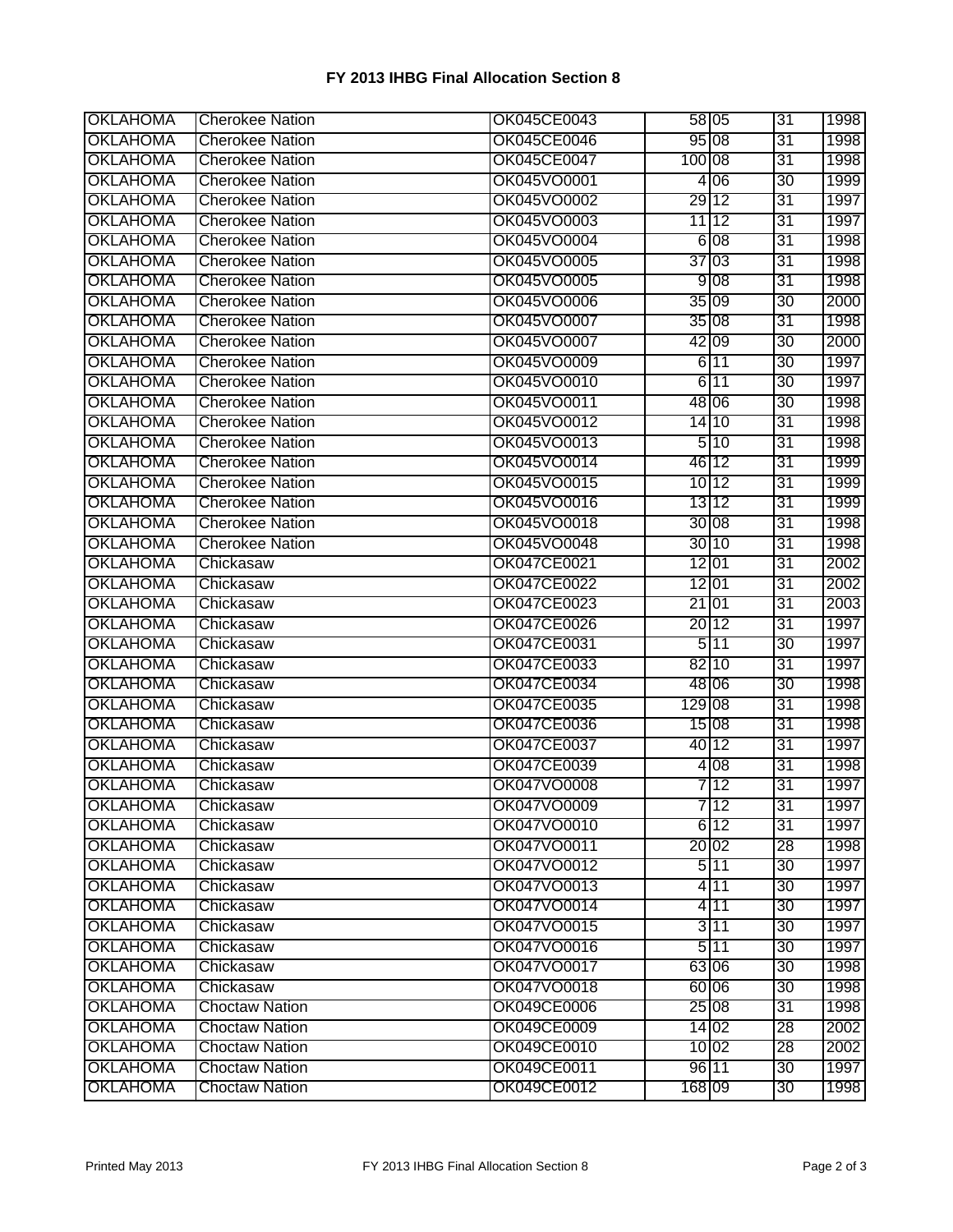# FY 2013 IHBG Final Allocation Section 8

| | | | | | | |
|---|---|---|---|---|---|---|
| OKLAHOMA | Cherokee Nation | OK045CE0043 | 58 | 05 | 31 | 1998 |
| OKLAHOMA | Cherokee Nation | OK045CE0046 | 95 | 08 | 31 | 1998 |
| OKLAHOMA | Cherokee Nation | OK045CE0047 | 100 | 08 | 31 | 1998 |
| OKLAHOMA | Cherokee Nation | OK045VO0001 | 4 | 06 | 30 | 1999 |
| OKLAHOMA | Cherokee Nation | OK045VO0002 | 29 | 12 | 31 | 1997 |
| OKLAHOMA | Cherokee Nation | OK045VO0003 | 11 | 12 | 31 | 1997 |
| OKLAHOMA | Cherokee Nation | OK045VO0004 | 6 | 08 | 31 | 1998 |
| OKLAHOMA | Cherokee Nation | OK045VO0005 | 37 | 03 | 31 | 1998 |
| OKLAHOMA | Cherokee Nation | OK045VO0005 | 9 | 08 | 31 | 1998 |
| OKLAHOMA | Cherokee Nation | OK045VO0006 | 35 | 09 | 30 | 2000 |
| OKLAHOMA | Cherokee Nation | OK045VO0007 | 35 | 08 | 31 | 1998 |
| OKLAHOMA | Cherokee Nation | OK045VO0007 | 42 | 09 | 30 | 2000 |
| OKLAHOMA | Cherokee Nation | OK045VO0009 | 6 | 11 | 30 | 1997 |
| OKLAHOMA | Cherokee Nation | OK045VO0010 | 6 | 11 | 30 | 1997 |
| OKLAHOMA | Cherokee Nation | OK045VO0011 | 48 | 06 | 30 | 1998 |
| OKLAHOMA | Cherokee Nation | OK045VO0012 | 14 | 10 | 31 | 1998 |
| OKLAHOMA | Cherokee Nation | OK045VO0013 | 5 | 10 | 31 | 1998 |
| OKLAHOMA | Cherokee Nation | OK045VO0014 | 46 | 12 | 31 | 1999 |
| OKLAHOMA | Cherokee Nation | OK045VO0015 | 10 | 12 | 31 | 1999 |
| OKLAHOMA | Cherokee Nation | OK045VO0016 | 13 | 12 | 31 | 1999 |
| OKLAHOMA | Cherokee Nation | OK045VO0018 | 30 | 08 | 31 | 1998 |
| OKLAHOMA | Cherokee Nation | OK045VO0048 | 30 | 10 | 31 | 1998 |
| OKLAHOMA | Chickasaw | OK047CE0021 | 12 | 01 | 31 | 2002 |
| OKLAHOMA | Chickasaw | OK047CE0022 | 12 | 01 | 31 | 2002 |
| OKLAHOMA | Chickasaw | OK047CE0023 | 21 | 01 | 31 | 2003 |
| OKLAHOMA | Chickasaw | OK047CE0026 | 20 | 12 | 31 | 1997 |
| OKLAHOMA | Chickasaw | OK047CE0031 | 5 | 11 | 30 | 1997 |
| OKLAHOMA | Chickasaw | OK047CE0033 | 82 | 10 | 31 | 1997 |
| OKLAHOMA | Chickasaw | OK047CE0034 | 48 | 06 | 30 | 1998 |
| OKLAHOMA | Chickasaw | OK047CE0035 | 129 | 08 | 31 | 1998 |
| OKLAHOMA | Chickasaw | OK047CE0036 | 15 | 08 | 31 | 1998 |
| OKLAHOMA | Chickasaw | OK047CE0037 | 40 | 12 | 31 | 1997 |
| OKLAHOMA | Chickasaw | OK047CE0039 | 4 | 08 | 31 | 1998 |
| OKLAHOMA | Chickasaw | OK047VO0008 | 7 | 12 | 31 | 1997 |
| OKLAHOMA | Chickasaw | OK047VO0009 | 7 | 12 | 31 | 1997 |
| OKLAHOMA | Chickasaw | OK047VO0010 | 6 | 12 | 31 | 1997 |
| OKLAHOMA | Chickasaw | OK047VO0011 | 20 | 02 | 28 | 1998 |
| OKLAHOMA | Chickasaw | OK047VO0012 | 5 | 11 | 30 | 1997 |
| OKLAHOMA | Chickasaw | OK047VO0013 | 4 | 11 | 30 | 1997 |
| OKLAHOMA | Chickasaw | OK047VO0014 | 4 | 11 | 30 | 1997 |
| OKLAHOMA | Chickasaw | OK047VO0015 | 3 | 11 | 30 | 1997 |
| OKLAHOMA | Chickasaw | OK047VO0016 | 5 | 11 | 30 | 1997 |
| OKLAHOMA | Chickasaw | OK047VO0017 | 63 | 06 | 30 | 1998 |
| OKLAHOMA | Chickasaw | OK047VO0018 | 60 | 06 | 30 | 1998 |
| OKLAHOMA | Choctaw Nation | OK049CE0006 | 25 | 08 | 31 | 1998 |
| OKLAHOMA | Choctaw Nation | OK049CE0009 | 14 | 02 | 28 | 2002 |
| OKLAHOMA | Choctaw Nation | OK049CE0010 | 10 | 02 | 28 | 2002 |
| OKLAHOMA | Choctaw Nation | OK049CE0011 | 96 | 11 | 30 | 1997 |
| OKLAHOMA | Choctaw Nation | OK049CE0012 | 168 | 09 | 30 | 1998 |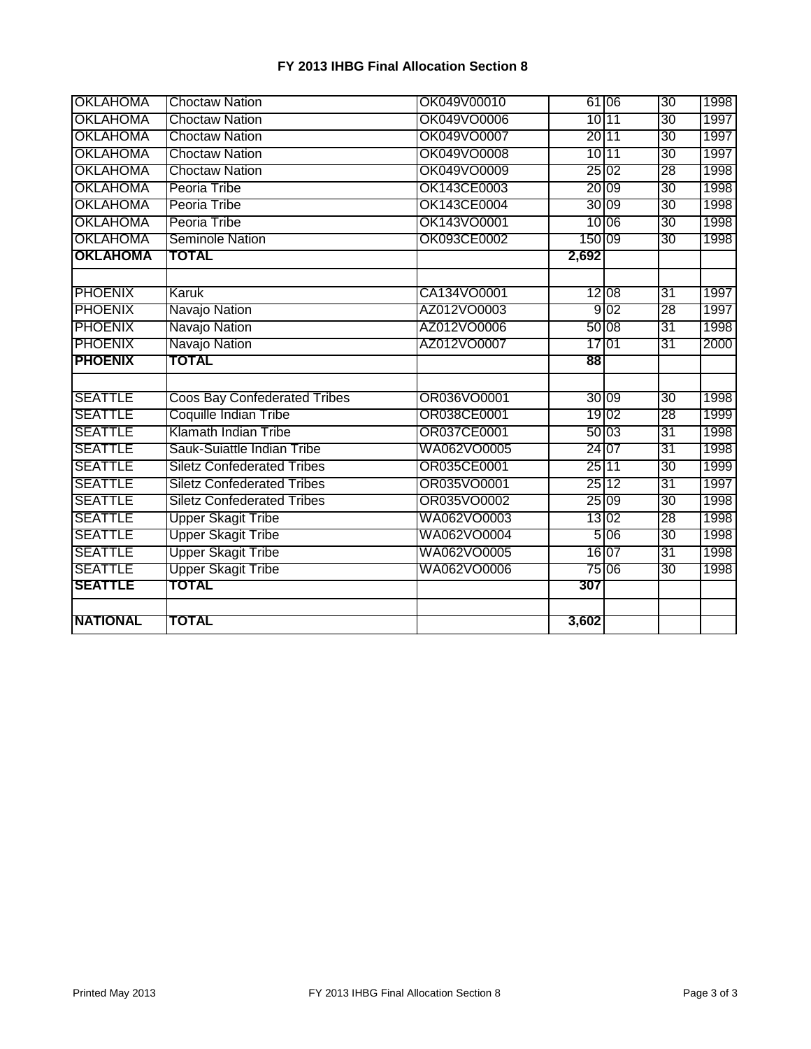# FY 2013 IHBG Final Allocation Section 8

| | | | | | | |
|---|---|---|---|---|---|---|
| OKLAHOMA | Choctaw Nation | OK049V00010 | 61 | 06 | 30 | 1998 |
| OKLAHOMA | Choctaw Nation | OK049VO0006 | 10 | 11 | 30 | 1997 |
| OKLAHOMA | Choctaw Nation | OK049VO0007 | 20 | 11 | 30 | 1997 |
| OKLAHOMA | Choctaw Nation | OK049VO0008 | 10 | 11 | 30 | 1997 |
| OKLAHOMA | Choctaw Nation | OK049VO0009 | 25 | 02 | 28 | 1998 |
| OKLAHOMA | Peoria Tribe | OK143CE0003 | 20 | 09 | 30 | 1998 |
| OKLAHOMA | Peoria Tribe | OK143CE0004 | 30 | 09 | 30 | 1998 |
| OKLAHOMA | Peoria Tribe | OK143VO0001 | 10 | 06 | 30 | 1998 |
| OKLAHOMA | Seminole Nation | OK093CE0002 | 150 | 09 | 30 | 1998 |
| **OKLAHOMA** | **TOTAL** | | **2,692** | | | |
| | | | | | | |
| PHOENIX | Karuk | CA134VO0001 | 12 | 08 | 31 | 1997 |
| PHOENIX | Navajo Nation | AZ012VO0003 | 9 | 02 | 28 | 1997 |
| PHOENIX | Navajo Nation | AZ012VO0006 | 50 | 08 | 31 | 1998 |
| PHOENIX | Navajo Nation | AZ012VO0007 | 17 | 01 | 31 | 2000 |
| **PHOENIX** | **TOTAL** | | **88** | | | |
| | | | | | | |
| SEATTLE | Coos Bay Confederated Tribes | OR036VO0001 | 30 | 09 | 30 | 1998 |
| SEATTLE | Coquille Indian Tribe | OR038CE0001 | 19 | 02 | 28 | 1999 |
| SEATTLE | Klamath Indian Tribe | OR037CE0001 | 50 | 03 | 31 | 1998 |
| SEATTLE | Sauk-Suiattle Indian Tribe | WA062VO0005 | 24 | 07 | 31 | 1998 |
| SEATTLE | Siletz Confederated Tribes | OR035CE0001 | 25 | 11 | 30 | 1999 |
| SEATTLE | Siletz Confederated Tribes | OR035VO0001 | 25 | 12 | 31 | 1997 |
| SEATTLE | Siletz Confederated Tribes | OR035VO0002 | 25 | 09 | 30 | 1998 |
| SEATTLE | Upper Skagit Tribe | WA062VO0003 | 13 | 02 | 28 | 1998 |
| SEATTLE | Upper Skagit Tribe | WA062VO0004 | 5 | 06 | 30 | 1998 |
| SEATTLE | Upper Skagit Tribe | WA062VO0005 | 16 | 07 | 31 | 1998 |
| SEATTLE | Upper Skagit Tribe | WA062VO0006 | 75 | 06 | 30 | 1998 |
| **SEATTLE** | **TOTAL** | | **307** | | | |
| | | | | | | |
| **NATIONAL** | **TOTAL** | | **3,602** | | | |

Printed May 2013